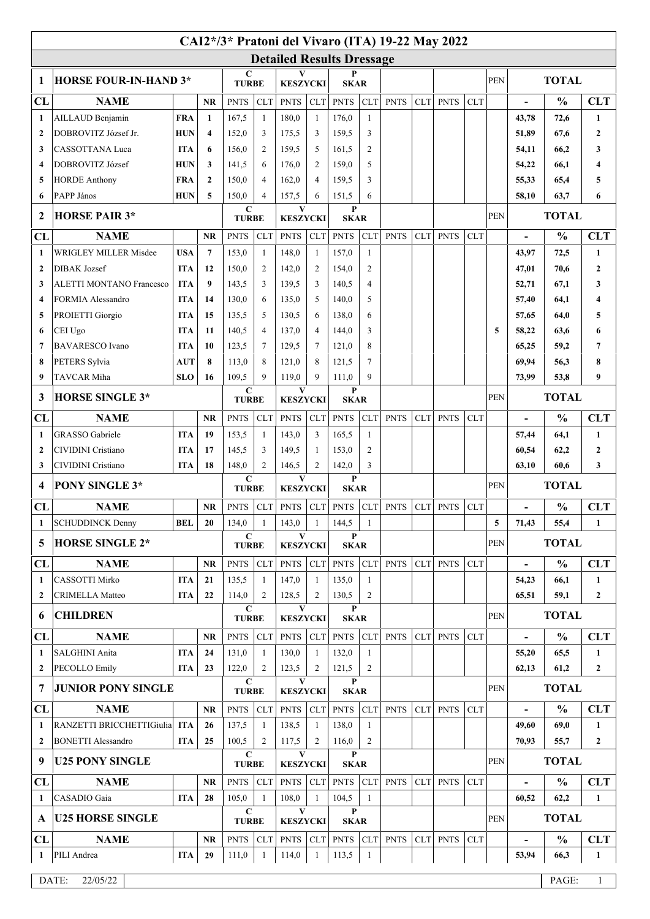# CAI2*/3* Pratoni del Vivaro (ITA) 19-22 May 2022

## Detailed Results Dressage

| 1 | HORSE FOUR-IN-HAND 3* | | | C TURBE | | V KESZYCKI | | P SKAR | | | | | | PEN | TOTAL | | |
|---|---|---|---|---|---|---|---|---|---|---|---|---|---|---|---|---|---|
| **CL** | **NAME** | | **NR** | PNTS | CLT | PNTS | CLT | PNTS | CLT | PNTS | CLT | PNTS | CLT | | - | % | CLT |
| 1 | AILLAUD Benjamin | FRA | 1 | 167,5 | 1 | 180,0 | 1 | 176,0 | 1 | | | | | | 43,78 | 72,6 | 1 |
| 2 | DOBROVITZ József Jr. | HUN | 4 | 152,0 | 3 | 175,5 | 3 | 159,5 | 3 | | | | | | 51,89 | 67,6 | 2 |
| 3 | CASSOTTANA Luca | ITA | 6 | 156,0 | 2 | 159,5 | 5 | 161,5 | 2 | | | | | | 54,11 | 66,2 | 3 |
| 4 | DOBROVITZ József | HUN | 3 | 141,5 | 6 | 176,0 | 2 | 159,0 | 5 | | | | | | 54,22 | 66,1 | 4 |
| 5 | HORDE Anthony | FRA | 2 | 150,0 | 4 | 162,0 | 4 | 159,5 | 3 | | | | | | 55,33 | 65,4 | 5 |
| 6 | PAPP János | HUN | 5 | 150,0 | 4 | 157,5 | 6 | 151,5 | 6 | | | | | | 58,10 | 63,7 | 6 |

| 2 | HORSE PAIR 3* | | | C TURBE | | V KESZYCKI | | P SKAR | | | | | | PEN | TOTAL | | |
|---|---|---|---|---|---|---|---|---|---|---|---|---|---|---|---|---|---|
| **CL** | **NAME** | | **NR** | PNTS | CLT | PNTS | CLT | PNTS | CLT | PNTS | CLT | PNTS | CLT | | - | % | CLT |
| 1 | WRIGLEY MILLER Misdee | USA | 7 | 153,0 | 1 | 148,0 | 1 | 157,0 | 1 | | | | | | 43,97 | 72,5 | 1 |
| 2 | DIBAK Jozsef | ITA | 12 | 150,0 | 2 | 142,0 | 2 | 154,0 | 2 | | | | | | 47,01 | 70,6 | 2 |
| 3 | ALETTI MONTANO Francesco | ITA | 9 | 143,5 | 3 | 139,5 | 3 | 140,5 | 4 | | | | | | 52,71 | 67,1 | 3 |
| 4 | FORMIA Alessandro | ITA | 14 | 130,0 | 6 | 135,0 | 5 | 140,0 | 5 | | | | | | 57,40 | 64,1 | 4 |
| 5 | PROIETTI Giorgio | ITA | 15 | 135,5 | 5 | 130,5 | 6 | 138,0 | 6 | | | | | | 57,65 | 64,0 | 5 |
| 6 | CEI Ugo | ITA | 11 | 140,5 | 4 | 137,0 | 4 | 144,0 | 3 | | | | | 5 | 58,22 | 63,6 | 6 |
| 7 | BAVARESCO Ivano | ITA | 10 | 123,5 | 7 | 129,5 | 7 | 121,0 | 8 | | | | | | 65,25 | 59,2 | 7 |
| 8 | PETERS Sylvia | AUT | 8 | 113,0 | 8 | 121,0 | 8 | 121,5 | 7 | | | | | | 69,94 | 56,3 | 8 |
| 9 | TAVCAR Miha | SLO | 16 | 109,5 | 9 | 119,0 | 9 | 111,0 | 9 | | | | | | 73,99 | 53,8 | 9 |

| 3 | HORSE SINGLE 3* | | | C TURBE | | V KESZYCKI | | P SKAR | | | | | | PEN | TOTAL | | |
|---|---|---|---|---|---|---|---|---|---|---|---|---|---|---|---|---|---|
| **CL** | **NAME** | | **NR** | PNTS | CLT | PNTS | CLT | PNTS | CLT | PNTS | CLT | PNTS | CLT | | - | % | CLT |
| 1 | GRASSO Gabriele | ITA | 19 | 153,5 | 1 | 143,0 | 3 | 165,5 | 1 | | | | | | 57,44 | 64,1 | 1 |
| 2 | CIVIDINI Cristiano | ITA | 17 | 145,5 | 3 | 149,5 | 1 | 153,0 | 2 | | | | | | 60,54 | 62,2 | 2 |
| 3 | CIVIDINI Cristiano | ITA | 18 | 148,0 | 2 | 146,5 | 2 | 142,0 | 3 | | | | | | 63,10 | 60,6 | 3 |

| 4 | PONY SINGLE 3* | | | C TURBE | | V KESZYCKI | | P SKAR | | | | | | PEN | TOTAL | | |
|---|---|---|---|---|---|---|---|---|---|---|---|---|---|---|---|---|---|
| **CL** | **NAME** | | **NR** | PNTS | CLT | PNTS | CLT | PNTS | CLT | PNTS | CLT | PNTS | CLT | | - | % | CLT |
| 1 | SCHUDDINCK Denny | BEL | 20 | 134,0 | 1 | 143,0 | 1 | 144,5 | 1 | | | | | 5 | 71,43 | 55,4 | 1 |

| 5 | HORSE SINGLE 2* | | | C TURBE | | V KESZYCKI | | P SKAR | | | | | | PEN | TOTAL | | |
|---|---|---|---|---|---|---|---|---|---|---|---|---|---|---|---|---|---|
| **CL** | **NAME** | | **NR** | PNTS | CLT | PNTS | CLT | PNTS | CLT | PNTS | CLT | PNTS | CLT | | - | % | CLT |
| 1 | CASSOTTI Mirko | ITA | 21 | 135,5 | 1 | 147,0 | 1 | 135,0 | 1 | | | | | | 54,23 | 66,1 | 1 |
| 2 | CRIMELLA Matteo | ITA | 22 | 114,0 | 2 | 128,5 | 2 | 130,5 | 2 | | | | | | 65,51 | 59,1 | 2 |

| 6 | CHILDREN | | | C TURBE | | V KESZYCKI | | P SKAR | | | | | | PEN | TOTAL | | |
|---|---|---|---|---|---|---|---|---|---|---|---|---|---|---|---|---|---|
| **CL** | **NAME** | | **NR** | PNTS | CLT | PNTS | CLT | PNTS | CLT | PNTS | CLT | PNTS | CLT | | - | % | CLT |
| 1 | SALGHINI Anita | ITA | 24 | 131,0 | 1 | 130,0 | 1 | 132,0 | 1 | | | | | | 55,20 | 65,5 | 1 |
| 2 | PECOLLO Emily | ITA | 23 | 122,0 | 2 | 123,5 | 2 | 121,5 | 2 | | | | | | 62,13 | 61,2 | 2 |

| 7 | JUNIOR PONY SINGLE | | | C TURBE | | V KESZYCKI | | P SKAR | | | | | | PEN | TOTAL | | |
|---|---|---|---|---|---|---|---|---|---|---|---|---|---|---|---|---|---|
| **CL** | **NAME** | | **NR** | PNTS | CLT | PNTS | CLT | PNTS | CLT | PNTS | CLT | PNTS | CLT | | - | % | CLT |
| 1 | RANZETTI BRICCHETTIGiulia | ITA | 26 | 137,5 | 1 | 138,5 | 1 | 138,0 | 1 | | | | | | 49,60 | 69,0 | 1 |
| 2 | BONETTI Alessandro | ITA | 25 | 100,5 | 2 | 117,5 | 2 | 116,0 | 2 | | | | | | 70,93 | 55,7 | 2 |

| 9 | U25 PONY SINGLE | | | C TURBE | | V KESZYCKI | | P SKAR | | | | | | PEN | TOTAL | | |
|---|---|---|---|---|---|---|---|---|---|---|---|---|---|---|---|---|---|
| **CL** | **NAME** | | **NR** | PNTS | CLT | PNTS | CLT | PNTS | CLT | PNTS | CLT | PNTS | CLT | | - | % | CLT |
| 1 | CASADIO Gaia | ITA | 28 | 105,0 | 1 | 108,0 | 1 | 104,5 | 1 | | | | | | 60,52 | 62,2 | 1 |

| A | U25 HORSE SINGLE | | | C TURBE | | V KESZYCKI | | P SKAR | | | | | | PEN | TOTAL | | |
|---|---|---|---|---|---|---|---|---|---|---|---|---|---|---|---|---|---|
| **CL** | **NAME** | | **NR** | PNTS | CLT | PNTS | CLT | PNTS | CLT | PNTS | CLT | PNTS | CLT | | - | % | CLT |
| 1 | PILI Andrea | ITA | 29 | 111,0 | 1 | 114,0 | 1 | 113,5 | 1 | | | | | | 53,94 | 66,3 | 1 |

DATE: 22/05/22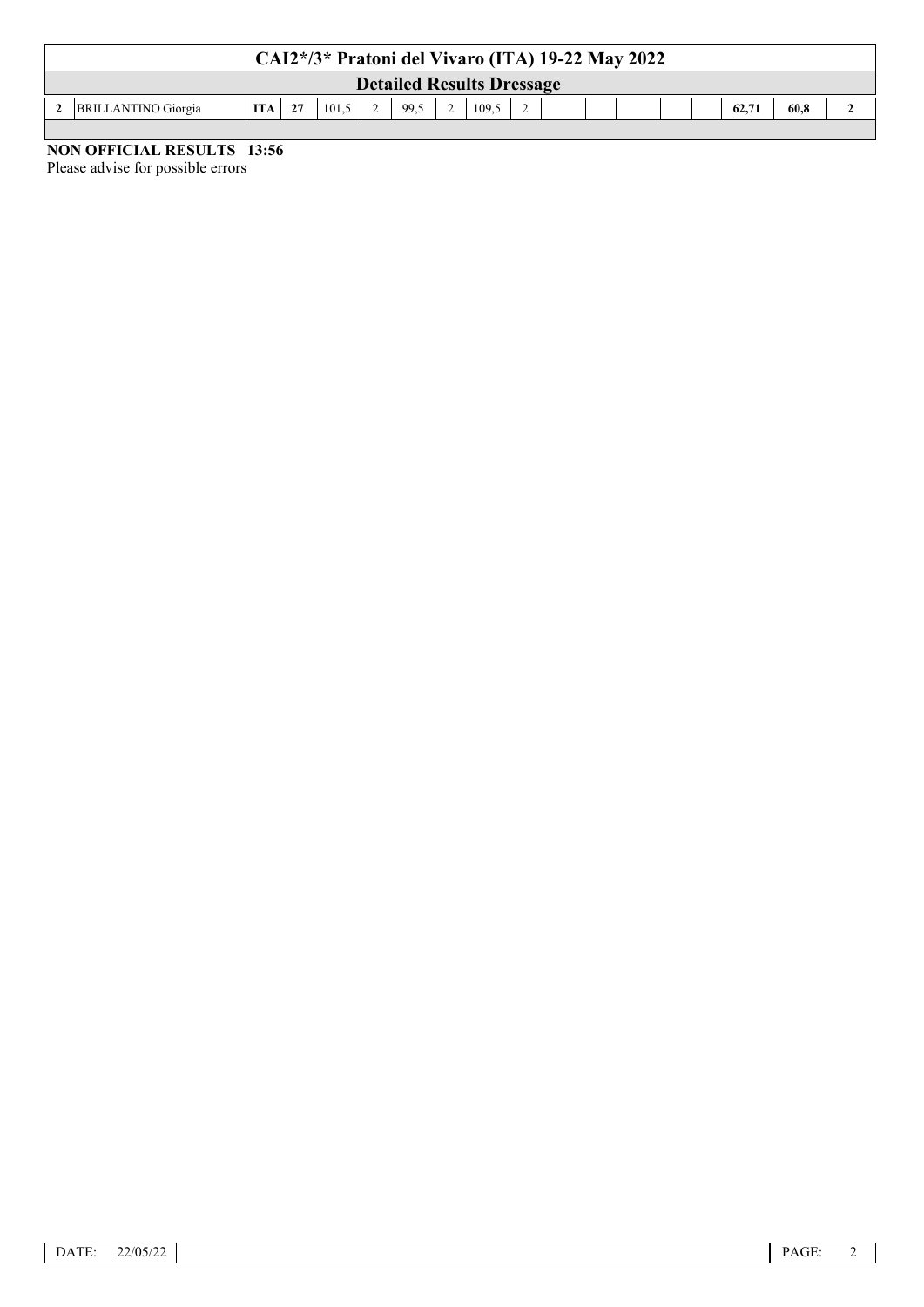# CAI2*/3* Pratoni del Vivaro (ITA) 19-22 May 2022

## Detailed Results Dressage

| | | | | | | | | | | | | | | | | | | |
|---|---|---|---|---|---|---|---|---|---|---|---|---|---|---|---|---|---|---|
| 2 | BRILLANTINO Giorgia | **ITA** | **27** | 101,5 | 2 | 99,5 | 2 | 109,5 | 2 | | | | | | | **62,71** | **60,8** | **2** |

**NON OFFICIAL RESULTS 13:56**

Please advise for possible errors

DATE: 22/05/22